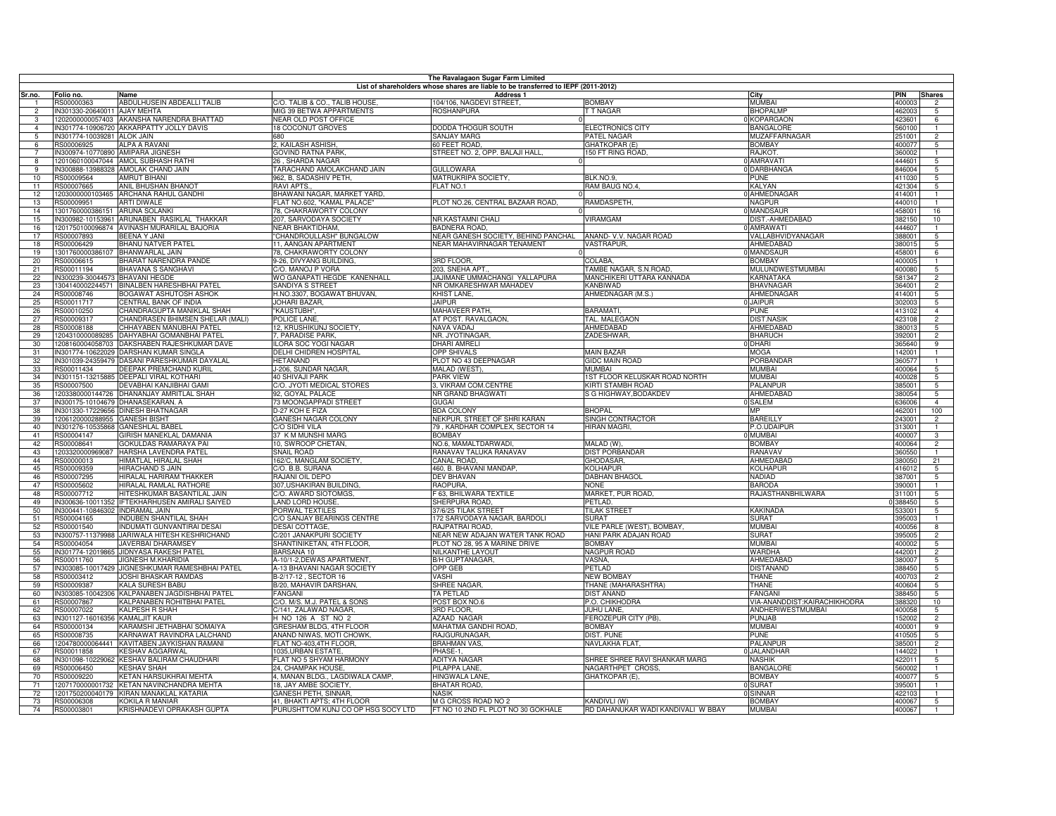# The Ravalagaon Sugar Farm Limited

## List of shareholders whose shares are liable to be transferred to IEPF (2011-2012)

| Sr.no. | Folio no. | Name | Address 1 | | | City | PIN | Shares |
|---|---|---|---|---|---|---|---|---|
| 1 | RS00000363 | ABDULHUSEIN ABDEALLI TALIB | C/O. TALIB & CO., TALIB HOUSE, | 104/106, NAGDEVI STREET, | BOMBAY | MUMBAI | 400003 | 2 |
| 2 | IN301330-20640011 | AJAY MEHTA | MIG 39 BETWA APPARTMENTS | ROSHANPURA | T T NAGAR | BHOPALMP | 462003 | 5 |
| 3 | 1202000000057403 | AKANSHA NARENDRA BHATTAD | NEAR OLD POST OFFICE | 0 | 0 | KOPARGAON | 423601 | 6 |
| 4 | IN301774-10906720 | AKKARPATTY JOLLY DAVIS | 18 COCONUT GROVES | DODDA THOGUR SOUTH | ELECTRONICS CITY | BANGALORE | 560100 | 1 |
| 5 | IN301774-10039281 | ALOK JAIN | 680 | SANJAY MARG | PATEL NAGAR | MUZAFFARNAGAR | 251001 | 2 |
| 6 | RS00006925 | ALPA A RAVANI | 2, KAILASH ASHISH, | 60 FEET ROAD, | GHATKOPAR (E) | BOMBAY | 400077 | 5 |
| 7 | IN300974-10770890 | AMIPARA JIGNESH | GOVIND RATNA PARK, | STREET NO. 2, OPP. BALAJI HALL, | 150 FT RING ROAD, | RAJKOT. | 360002 | 1 |
| 8 | 1201060100047044 | AMOL SUBHASH RATHI | 26 , SHARDA NAGAR | 0 | 0 | AMRAVATI | 444601 | 5 |
| 9 | IN300888-13988328 | AMOLAK CHAND JAIN | TARACHAND AMOLAKCHAND JAIN | GULLOWARA | 0 | DARBHANGA | 846004 | 5 |
| 10 | RS00009564 | AMRUT BIHANI | 962, B, SADASHIV PETH, | MATRUKRIPA SOCIETY, | BLK.NO.9, | PUNE | 411030 | 5 |
| 11 | RS00007665 | ANIL BHUSHAN BHANOT | RAVI APTS., | FLAT NO.1 | RAM BAUG NO.4, | KALYAN | 421304 | 5 |
| 12 | 1203000000103465 | ARCHANA RAHUL GANDHI | BHAWANI NAGAR, MARKET YARD, | 0 | 0 | AHMEDNAGAR | 414001 | 1 |
| 13 | RS00009951 | ARTI DIWALE | FLAT NO.602, "KAMAL PALACE" | PLOT NO.26, CENTRAL BAZAAR ROAD, | RAMDASPETH, | NAGPUR | 440010 | 1 |
| 14 | 1301760000386151 | ARUNA SOLANKI | 78, CHAKRAWORTY COLONY | 0 | 0 | MANDSAUR | 458001 | 16 |
| 15 | IN300982-10153961 | ARUNABEN RASIKLAL THAKKAR | 207, SARVODAYA SOCIETY | NR.KASTAMNI CHALI | VIRAMGAM | DIST.-AHMEDABAD | 382150 | 10 |
| 16 | 1201750100096874 | AVINASH MURARILAL BAJORIA | NEAR BHAKTIDHAM, | BADNERA ROAD, | 0 | AMRAWATI | 444607 | 1 |
| 17 | RS00007893 | BEENA Y JANI | "CHANDROULLASH" BUNGALOW | NEAR GANESH SOCIETY, BEHIND PANCHAL | ANAND- V.V. NAGAR ROAD | VALLABHVIDYANAGAR | 388001 | 5 |
| 18 | RS00006429 | BHANU NATVER PATEL | 11, AANGAN APARTMENT | NEAR MAHAVIRNAGAR TENAMENT | VASTRAPUR, | AHMEDABAD | 380015 | 5 |
| 19 | 1301760000386107 | BHANWARLAL JAIN | 78, CHAKRAWORTY COLONY | 0 | 0 | MANDSAUR | 458001 | 6 |
| 20 | RS00006615 | BHARAT NARENDRA PANDE | 9-26, DIVYANG BUILDING, | 3RD FLOOR, | COLABA, | BOMBAY | 400005 | 1 |
| 21 | RS00011194 | BHAVANA S SANGHAVI | C/O. MANOJ P VORA | 203, SNEHA APT., | TAMBE NAGAR, S.N.ROAD, | MULUNDWESTMUMBAI | 400080 | 5 |
| 22 | IN300239-30044573 | BHAVANI HEGDE | WO GANAPATI HEGDE KANENHALL | JAJIMANE UMMACHANGI YALLAPURA | MANCHIKERI UTTARA KANNADA | KARNATAKA | 581347 | 2 |
| 23 | 1304140002244571 | BINALBEN HARESHBHAI PATEL | SANDIYA S STREET | NR OMKARESHWAR MAHADEV | KANBIWAD | BHAVNAGAR | 364001 | 2 |
| 24 | RS00008746 | BOGAWAT ASHUTOSH ASHOK | H.NO.3307, BOGAWAT BHUVAN, | KHIST LANE, | AHMEDNAGAR (M.S.) | AHMEDNAGAR | 414001 | 5 |
| 25 | RS00011717 | CENTRAL BANK OF INDIA | JOHARI BAZAR, | JAIPUR | 0 | JAIPUR | 302003 | 5 |
| 26 | RS00010250 | CHANDRAGUPTA MANIKLAL SHAH | "KAUSTUBH", | MAHAVEER PATH, | BARAMATI, | PUNE | 413102 | 4 |
| 27 | RS00009317 | CHANDRASEN BHIMSEN SHELAR (MALI) | POLICE LANE, | AT POST. RAVALGAON, | TAL. MALEGAON | DIST.NASIK | 423108 | 2 |
| 28 | RS00008188 | CHHAYABEN MANUBHAI PATEL | 12, KRUSHIKUNJ SOCIETY, | NAVA VADAJ | AHMEDABAD | AHMEDABAD | 380013 | 5 |
| 29 | 1204310000089285 | DAHYABHAI GOMANBHAI PATEL | 7, PARADISE PARK, | NR. JYOTINAGAR, | ZADESHWAR, | BHARUCH | 392001 | 2 |
| 30 | 1208160004058703 | DAKSHABEN RAJESHKUMAR DAVE | ILORA SOC YOGI NAGAR | DHARI AMRELI | 0 | DHARI | 365640 | 9 |
| 31 | IN301774-10622029 | DARSHAN KUMAR SINGLA | DELHI CHIDREN HOSPITAL | OPP SHIVALS | MAIN BAZAR | MOGA | 142001 | 1 |
| 32 | IN301039-24359479 | DASANI PARESHKUMAR DAYALAL | HETANAND | PLOT NO 43 DEEPNAGAR | GIDC MAIN ROAD | PORBANDAR | 360577 | 1 |
| 33 | RS00011434 | DEEPAK PREMCHAND KURIL | J-206, SUNDAR NAGAR, | MALAD (WEST), | MUMBAI | MUMBAI | 400064 | 5 |
| 34 | IN301151-13215885 | DEEPALI VIRAL KOTHARI | 40 SHIVAJI PARK | PARK VIEW | 1ST FLOOR KELUSKAR ROAD NORTH | MUMBAI | 400028 | 5 |
| 35 | RS00007500 | DEVABHAI KANJIBHAI GAMI | C/O. JYOTI MEDICAL STORES | 3, VIKRAM COM.CENTRE | KIRTI STAMBH ROAD | PALANPUR | 385001 | 5 |
| 36 | 1203380000144726 | DHANANJAY AMRITLAL SHAH | 92, GOYAL PALACE | NR GRAND BHAGWATI | S G HIGHWAY,BODAKDEV | AHMEDABAD | 380054 | 5 |
| 37 | IN300175-10104679 | DHANASEKARAN. A | 73 MOONGAPPADI STREET | GUGAI | 0 | SALEM | 636006 | 4 |
| 38 | IN301330-17229656 | DINESH BHATNAGAR | D-27 KOH E FIZA | BDA COLONY | BHOPAL | MP | 462001 | 100 |
| 39 | 1206120000288955 | GANESH BISHT | GANESH NAGAR COLONY | NEKPUR, STREET OF SHRI KARAN | SINGH CONTRACTOR | BAREILLY | 243001 | 2 |
| 40 | IN301276-10535868 | GANESHLAL BABEL | C/O SIDHI VILA | 79 , KARDHAR COMPLEX, SECTOR 14 | HIRAN MAGRI, | P.O.UDAIPUR | 313001 | 1 |
| 41 | RS00004147 | GIRISH MANEKLAL DAMANIA | 37 K M MUNSHI MARG | BOMBAY | 0 | MUMBAI | 400007 | 3 |
| 42 | RS00008641 | GOKULDAS RAMARAYA PAI | 10, SWROOP CHETAN, | NO.6, MAMALTDARWADI, | MALAD (W), | BOMBAY | 400064 | 2 |
| 43 | 1203320000969087 | HARSHA LAVENDRA PATEL | SNAIL ROAD | RANAVAV TALUKA RANAVAV | DIST PORBANDAR | RANAVAV | 360550 | 1 |
| 44 | RS00000013 | HIMATLAL HIRALAL SHAH | 162/C, MANGLAM SOCIETY, | CANAL ROAD, | GHODASAR, | AHMEDABAD | 380050 | 21 |
| 45 | RS00009359 | HIRACHAND S JAIN | C/O. B.B. SURANA | 460, B. BHAVANI MANDAP, | KOLHAPUR | KOLHAPUR | 416012 | 5 |
| 46 | RS00007295 | HIRALAL HARIRAM THAKKER | RAJANI OIL DEPO | DEV BHAVAN | DABHAN BHAGOL | NADIAD | 387001 | 5 |
| 47 | RS00005602 | HIRALAL RAMLAL RATHORE | 307,USHAKIRAN BUILDING, | RAOPURA, | NONE | BARODA | 390001 | 1 |
| 48 | RS00007712 | HITESHKUMAR BASANTILAL JAIN | C/O. AWARD SIOTOMGS, | F 63, BHILWARA TEXTILE | MARKET, PUR ROAD, | RAJASTHANBHILWARA | 311001 | 5 |
| 49 | IN300636-10011352 | IFTEKHARHUSEN AMIRALI SAIYED | LAND LORD HOUSE, | SHERPURA ROAD, | PETLAD. | 0 | 388450 | 5 |
| 50 | IN300441-10846302 | INDRAMAL JAIN | PORWAL TEXTILES | 37/6/25 TILAK STREET | TILAK STREET | KAKINADA | 533001 | 5 |
| 51 | RS00004165 | INDUBEN SHANTILAL SHAH | C/O SANJAY BEARINGS CENTRE | 172 SARVODAYA NAGAR, BARDOLI | SURAT | SURAT | 395003 | 1 |
| 52 | RS00001540 | INDUMATI GUNVANTIRAI DESAI | DESAI COTTAGE, | RAJPATRAI ROAD, | VILE PARLE (WEST), BOMBAY, | MUMBAI | 400056 | 8 |
| 53 | IN300757-11379988 | JARIWALA HITESH KESHRICHAND | C/201 JANAKPURI SOCIETY | NEAR NEW ADAJAN WATER TANK ROAD | HANI PARK ADAJAN ROAD | SURAT | 395005 | 2 |
| 54 | RS00004054 | JAVERBAI DHARAMSEY | SHANTINIKETAN, 4TH FLOOR, | PLOT NO 28, 95 A MARINE DRIVE | BOMBAY | MUMBAI | 400002 | 5 |
| 55 | IN301774-12019865 | JIDNYASA RAKESH PATEL | BARSANA 10 | NILKANTHE LAYOUT | NAGPUR ROAD | WARDHA | 442001 | 2 |
| 56 | RS00011760 | JIGNESH M KHARIDIA | A-10/1-2,DEWAS APARTMENT, | B/H GUPTANAGAR, | VASNA, | AHMEDABAD | 380007 | 5 |
| 57 | IN303085-10017429 | JIGNESHKUMAR RAMESHBHAI PATEL | A-13 BHAVANI NAGAR SOCIETY | OPP GEB | PETLAD | DISTANAND | 388450 | 5 |
| 58 | RS00003412 | JOSHI BHASKAR RAMDAS | B-2/17-12 , SECTOR 16 | VASHI | NEW BOMBAY | THANE | 400703 | 2 |
| 59 | RS00009387 | KALA SURESH BABU | B/20, MAHAVIR DARSHAN, | SHREE NAGAR, | THANE (MAHARASHTRA) | THANE | 400604 | 5 |
| 60 | IN303085-10042306 | KALPANABEN JAGDISHBHAI PATEL | FANGANI | TA PETLAD | DIST ANAND | FANGANI | 388450 | 5 |
| 61 | RS00007867 | KALPANABEN ROHITBHAI PATEL | C/O. M/S. M.J. PATEL & SONS | POST BOX NO.6 | P.O. CHIKHODRA | VIA-ANANDDIST:KAIRACHIKHODRA | 388320 | 10 |
| 62 | RS00007022 | KALPESH R SHAH | C/141, ZALAWAD NAGAR, | 3RD FLOOR, | JUHU LANE, | ANDHERIWESTMUMBAI | 400058 | 5 |
| 63 | IN301127-16016356 | KAMALJIT KAUR | H NO 126 A ST NO 2 | AZAAD NAGAR | FEROZEPUR CITY (PB), | PUNJAB | 152002 | 2 |
| 64 | RS00000134 | KARAMSHI JETHABHAI SOMAIYA | GRESHAM BLDG, 4TH FLOOR | MAHATMA GANDHI ROAD, | BOMBAY | MUMBAI | 400001 | 9 |
| 65 | RS00008735 | KARNAWAT RAVINDRA LALCHAND | ANAND NIWAS, MOTI CHOWK, | RAJGURUNAGAR, | DIST. PUNE | PUNE | 410505 | 5 |
| 66 | 1204780000064441 | KAVITABEN JAYKISHAN RAMANI | FLAT NO-403,4TH FLOOR, | BRAHMAN VAS, | NAVLAKHA FLAT, | PALANPUR | 385001 | 2 |
| 67 | RS00011858 | KESHAV AGGARWAL | 1035,URBAN ESTATE, | PHASE-1, | 0 | JALANDHAR | 144022 | 1 |
| 68 | IN301098-10229062 | KESHAV BALIRAM CHAUDHARI | FLAT NO 5 SHYAM HARMONY | ADITYA NAGAR | SHREE SHREE RAVI SHANKAR MARG | NASHIK | 422011 | 5 |
| 69 | RS00006450 | KESHAV SHAH | 24, CHAMPAK HOUSE, | PILAPPA LANE, | NAGARTHPET CROSS, | BANGALORE | 560002 | 1 |
| 70 | RS00009220 | KETAN HARSUKHRAI MEHTA | 4, MANAN BLDG., LAGDIWALA CAMP, | HINGWALA LANE, | GHATKOPAR (E), | BOMBAY | 400077 | 5 |
| 71 | 1207170000001732 | KETAN NAVINCHANDRA MEHTA | 18, JAY AMBE SOCIETY, | BHATAR ROAD, | 0 | SURAT | 395001 | 1 |
| 72 | 1201750200040179 | KIRAN MANAKLAL KATARIA | GANESH PETH, SINNAR, | NASIK | 0 | SINNAR | 422103 | 1 |
| 73 | RS00006308 | KOKILA R MANIAR | 41, BHAKTI APTS; 4TH FLOOR | M G CROSS ROAD NO 2 | KANDIVLI (W) | BOMBAY | 400067 | 5 |
| 74 | RS00003801 | KRISHNADEVI OPRAKASH GUPTA | PURUSHTTOM KUNJ CO OP HSG SOCY LTD | FT NO 10 2ND FL PLOT NO 30 GOKHALE | RD DAHANUKAR WADI KANDIVALI W BBAY | MUMBAI | 400067 | 1 |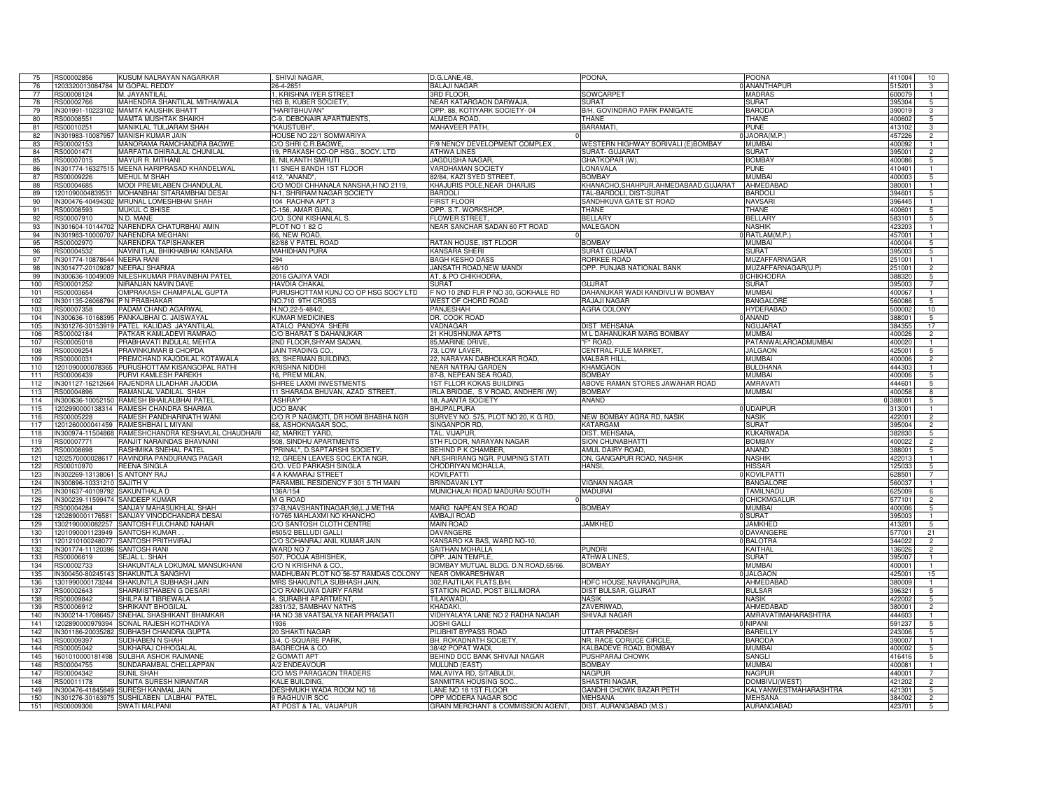| 75 | RS00002856 | KUSUM NALRAYAN NAGARKAR | SHIVJI NAGAR, | D.G.LANE,4B, | POONA, | POONA | 411004 | 10 |
|---|---|---|---|---|---|---|---|---|
| 76 | 1203320013084784 | M GOPAL REDDY | 26-4-2851 | BALAJI NAGAR | 0 | ANANTHAPUR | 515201 | 3 |
| 77 | RS00008124 | M. JAYANTILAL | 1, KRISHNA IYER STREET | 3RD FLOOR, | SOWCARPET | MADRAS | 600079 | 1 |
| 78 | RS00002766 | MAHENDRA SHANTILAL MITHAIWALA | 163 B, KUBER SOCIETY, | NEAR KATARGAON DARWAJA, | SURAT | SURAT | 395304 | 5 |
| 79 | IN301991-10223102 | MAMTA KAUSHIK BHATT | "HARITBHUVAN" | OPP. 88, KOTIYARK SOCIETY- 04 | B/H. GOVINDRAO PARK PANIGATE | BARODA | 390019 | 3 |
| 80 | RS00008551 | MAMTA MUSHTAK SHAIKH | C-9, DEBONAIR APARTMENTS, | ALMEDA ROAD, | THANE | THANE | 400602 | 5 |
| 81 | RS00010251 | MANIKLAL TULJARAM SHAH | "KAUSTUBH", | MAHAVEER PATH, | BARAMATI, | PUNE | 413102 | 3 |
| 82 | IN301983-10087957 | MANISH KUMAR JAIN | HOUSE NO 22/1 SOMWARIYA | 0 | 0 | JAORA(M.P.) | 457226 | 2 |
| 83 | RS00002153 | MANORAMA RAMCHANDRA BAGWE | C/O SHRI C.R.BAGWE, | F/9 NENCY DEVELOPMENT COMPLEX , | WESTERN HIGHWAY BORIVALI (E)BOMBAY | MUMBAI | 400092 | 1 |
| 84 | RS00001471 | MARFATIA DHIRAJLAL CHUNILAL | 19, PRAKASH CO-OP HSG., SOCY. LTD | ATHWA LINES | SURAT- GUJARAT | SURAT | 395001 | 2 |
| 85 | RS00007015 | MAYUR R. MITHANI | 8, NILKANTH SMRUTI | JAGDUSHA NAGAR, | GHATKOPAR (W), | BOMBAY | 400086 | 5 |
| 86 | IN301774-16327515 | MEENA HARIPRASAD KHANDELWAL | 11 SNEH BANDH 1ST FLOOR | VARDHAMAN SOCIETY | LONAVALA | PUNE | 410401 | 1 |
| 87 | RS00009226 | MEHUL M SHAH | 412, "ANAND", | 82/84, KAZI SYED STREET, | BOMBAY | MUMBAI | 400003 | 5 |
| 88 | RS00004685 | MODI PREMILABEN CHANDULAL | C/O MODI CHHANALA NANSHA,H NO 2119, | KHAJURIS POLE,NEAR DHARJIS | KHANACHO,SHAHPUR,AHMEDABAAD,GUJARAT | AHMEDABAD | 380001 | 1 |
| 89 | 1201090004839531 | MOHANBHAI SITARAMBHAI DESAI | N-1, SHRIRAM NAGAR SOCIETY | BARDOLI | TAL-BARDOLI, DIST-SURAT | BARDOLI | 394601 | 5 |
| 90 | IN300476-40494302 | MRUNAL LOMESHBHAI SHAH | 104 RACHNA APT 3 | FIRST FLOOR | SANDHKUVA GATE ST ROAD | NAVSARI | 396445 | 1 |
| 91 | RS00008593 | MUKUL C BHISE | C-156, AMAR GIAN, | OPP. S.T. WORKSHOP, | THANE | THANE | 400601 | 5 |
| 92 | RS00007910 | N.D. MANE | C/O. SONI KISHANLAL S. | FLOWER STREET, | BELLARY | BELLARY | 583101 | 5 |
| 93 | IN301604-10144702 | NARENDRA CHATURBHAI AMIN | PLOT NO 1 82 C | NEAR SANCHAR SADAN 60 FT ROAD | MALEGAON | NASHIK | 423203 | 1 |
| 94 | IN301983-10000707 | NARENDRA MEGHANI | 66, NEW ROAD, | 0 | 0 | RATLAM(M.P.) | 457001 | 1 |
| 95 | RS00002970 | NARENDRA TAPISHANKER | 82/88 V PATEL ROAD | RATAN HOUSE, IST FLOOR | BOMBAY | MUMBAI | 400004 | 5 |
| 96 | RS00004532 | NAVINITLAL BHIKHABHAI KANSARA | MAHIDHAN PURA | KANSARA SHERI | SURAT GUJARAT | SURAT | 395003 | 5 |
| 97 | IN301774-10878644 | NEERA RANI | 294 | BAGH KESHO DASS | ROORKEE ROAD | MUZAFFARNAGAR | 251001 | 1 |
| 98 | IN301477-20109287 | NEERAJ SHARMA | 46/10 | JANSATH ROAD,NEW MANDI | OPP. PUNJAB NATIONAL BANK | MUZAFFARNAGAR(U.P) | 251001 | 2 |
| 99 | IN300636-10049009 | NILESHKUMAR PRAVINBHAI PATEL | 2016 GAJIYA VADI | AT. & PO CHIKHODRA, | 0 | CHIKHODRA | 388320 | 5 |
| 100 | RS00001252 | NIRANJAN NAVIN DAVE | HAVDIA CHAKAL | SURAT | GUJRAT | SURAT | 395003 | 7 |
| 101 | RS00003654 | OMPRAKASH CHAMPALAL GUPTA | PURUSHOTTAM KUNJ CO OP HSG SOCY LTD | F NO 10 2ND FLR P NO 30, GOKHALE RD | DAHANUKAR WADI KANDIVLI W BOMBAY | MUMBAI | 400067 | 1 |
| 102 | IN301135-26068794 | P N PRABHAKAR | NO.710 9TH CROSS | WEST OF CHORD ROAD | RAJAJI NAGAR | BANGALORE | 560086 | 5 |
| 103 | RS00007358 | PADAM CHAND AGARWAL | H.NO.22-5-484/2, | PANJESHAH | AGRA COLONY | HYDERABAD | 500002 | 10 |
| 104 | IN300636-10168395 | PANKAJBHAI C. JAISWAYAL | KUMAR MEDICINES | DR. COOK ROAD | 0 | ANAND | 388001 | 5 |
| 105 | IN301276-30153919 | PATEL KALIDAS JAYANTILAL | ATALO PANDYA SHERI | VADNAGAR | DIST MEHSANA | NGUJARAT | 384355 | 17 |
| 106 | RS00002184 | PATKAR KAMLADEVI RAMRAO | C/O BHARAT S DAHANUKAR | 21 KHUSHNUMA APTS | M L DAHANUKAR MARG BOMBAY | MUMBAI | 400026 | 2 |
| 107 | RS00005018 | PRABHAVATI INDULAL MEHTA | 2ND FLOOR,SHYAM SADAN, | 85,MARINE DRIVE, | "F" ROAD, | PATANWALAROADMUMBAI | 400020 | 1 |
| 108 | RS00009254 | PRAVINKUMAR B CHOPDA | JAIN TRADING CO., | 73, LOW LAVER, | CENTRAL FULE MARKET, | JALGAON | 425001 | 5 |
| 109 | RS00000031 | PREMCHAND KAJODILAL KOTAWALA | 93, SHERMAN BUILDING, | 22, NARAYAN DABHOLKAR ROAD, | MALBAR HILL, | MUMBAI | 400006 | 2 |
| 110 | 1201090000078365 | PURUSHOTTAM KISANGOPAL RATHI | KRISHNA NIDDHI | NEAR NATRAJ GARDEN | KHAMGAON | BULDHANA | 444303 | 1 |
| 111 | RS00006439 | PURVI KAMLESH PAREKH | 16, PREM MILAN, | 87-B, NEPEAN SEA ROAD, | BOMBAY | MUMBAI | 400006 | 5 |
| 112 | IN301127-16212664 | RAJENDRA LILADHAR JAJODIA | SHREE LAXMI INVESTMENTS | 1ST FLLOR KOKAS BUILDING | ABOVE RAMAN STORES JAWAHAR ROAD | AMRAVATI | 444601 | 5 |
| 113 | RS00004896 | RAMANLAL VADILAL SHAH | 11 SHARADA BHUVAN, AZAD STREET, | IRLA BRIDGE, S V ROAD, ANDHERI (W) | BOMBAY | MUMBAI | 400058 | 8 |
| 114 | IN300636-10052150 | RAMESH BHAILALBHAI PATEL | 'ASHRAY' | 18, AJANTA SOCIETY | ANAND | 0 | 388001 | 5 |
| 115 | 1202990000138314 | RAMESH CHANDRA SHARMA | UCO BANK | BHUPALPURA | 0 | UDAIPUR | 313001 | 1 |
| 116 | RS00005228 | RAMESH PANDHARINATH WANI | C/O R P NAGMOTI, DR HOMI BHABHA NGR | SURVEY NO. 575, PLOT NO 20, K G RD, | NEW BOMBAY AGRA RD, NASIK | NASIK | 422001 | 2 |
| 117 | 1201260000041459 | RAMESHBHAI L MIYANI | 68, ASHOKNAGAR SOC, | SINGANPOR RD, | KATARGAM | SURAT | 395004 | 2 |
| 118 | IN300974-11504868 | RAMESHCHANDRA KESHAVLAL CHAUDHARI | 42, MARKET YARD, | TAL. VIJAPUR, | DIST. MEHSANA, | KUKARWADA | 382830 | 5 |
| 119 | RS00007771 | RANJIT NARAINDAS BHAVNANI | 508, SINDHU APARTMENTS | 5TH FLOOR, NARAYAN NAGAR | SION CHUNABHATTI | BOMBAY | 400022 | 2 |
| 120 | RS00008698 | RASHMIKA SNEHAL PATEL | "PRINAL", D.SAPTARSHI SOCIETY, | BEHIND P K CHAMBER, | AMUL DAIRY ROAD, | ANAND | 388001 | 5 |
| 121 | 1202570000028617 | RAVINDRA PANDURANG PAGAR | 12, GREEN LEAVES SOC.EKTA NGR. | NR.SHRIRANG NGR. PUMPING STATI | ON, GANGAPUR ROAD, NASHIK | NASHIK | 422013 | 1 |
| 122 | RS00010970 | REENA SINGLA | C/O. VED PARKASH SINGLA | CHODRIYAN MOHALLA, | HANSI, | HISSAR | 125033 | 5 |
| 123 | IN302269-13138061 | S ANTONY RAJ | 4 A KAMARAJ STREET | KOVILPATTI | 0 | KOVILPATTI | 628501 | 7 |
| 124 | IN300896-10331210 | SAJITH V | PARAMBIL RESIDENCY F 301 5 TH MAIN | BRINDAVAN LYT | VIGNAN NAGAR | BANGALORE | 560037 | 1 |
| 125 | IN301637-40109792 | SAKUNTHALA D | 136A/154 | MUNICHALAI ROAD MADURAI SOUTH | MADURAI | TAMILNADU | 625009 | 6 |
| 126 | IN300239-11599474 | SANDEEP KUMAR | M G ROAD | 0 | 0 | CHICKMAGALUR | 577101 | 2 |
| 127 | RS00004284 | SANJAY MAHASUKHLAL SHAH | 37-B,NAVSHANTINAGAR,98,L.J.METHA | MARG NAPEAN SEA ROAD | BOMBAY | MUMBAI | 400006 | 5 |
| 128 | 1202890001176581 | SANJAY VINODCHANDRA DESAI | 10/765 MAHLAXMI NO KHANCHO | AMBAJI ROAD | 0 | SURAT | 395003 | 1 |
| 129 | 1302190000082257 | SANTOSH FULCHAND NAHAR | C/O SANTOSH CLOTH CENTRE | MAIN ROAD | JAMKHED | JAMKHED | 413201 | 5 |
| 130 | 1201090001123949 | SANTOSH KUMAR . . | #505/2 BELLUDI GALLI | DAVANGERE | 0 | DAVANGERE | 577001 | 21 |
| 131 | 1201210100248077 | SANTOSH PRITHVIRAJ | C/O SOHANRAJ ANIL KUMAR JAIN | KANSARO KA BAS, WARD NO-10, | 0 | BALOTRA | 344022 | 2 |
| 132 | IN301774-11120396 | SANTOSH RANI | WARD NO 7 | SAITHAN MOHALLA | PUNDRI | KAITHAL | 136026 | 2 |
| 133 | RS00006619 | SEJAL L. SHAH | 507, POOJA ABHISHEK, | OPP. JAIN TEMPLE, | ATHWA LINES, | SURAT | 395007 | 1 |
| 134 | RS00002733 | SHAKUNTALA LOKUMAL MANSUKHANI | C/O N KRISHNA & CO., | BOMBAY MUTUAL BLDG. D.N.ROAD,65/66. | BOMBAY | MUMBAI | 400001 | 1 |
| 135 | IN300450-80245143 | SHAKUNTLA SANGHVI | MADHUBAN PLOT NO 56-57 RAMDAS COLONY | NEAR OMKARESHWAR | 0 | JALGAON | 425001 | 15 |
| 136 | 1301990000173244 | SHAKUNTLA SUBHASH JAIN | MRS SHAKUNTLA SUBHASH JAIN, | 302,RAJTILAK FLATS,B/H. | HDFC HOUSE,NAVRANGPURA, | AHMEDABAD | 380009 | 1 |
| 137 | RS00002643 | SHARMISTHABEN G DESARI | C/O RANKUWA DAIRY FARM | STATION ROAD, POST BILLIMORA | DIST BULSAR, GUJRAT | BULSAR | 396321 | 5 |
| 138 | RS00009842 | SHILPA M TIBREWALA | 4, SURABHI APARTMENT, | TILAKWADI, | NASIK | NASIK | 422002 | 5 |
| 139 | RS00006912 | SHRIKANT BHOGILAL | 2831/32, SAMBHAV NATHS | KHADAKI, | ZAVERIWAD, | AHMEDABAD | 380001 | 2 |
| 140 | IN300214-17086457 | SNEHAL SHASHIKANT BHAMKAR | HA NO 38 VAATSALYA NEAR PRAGATI | VIDHYALAYA LANE NO 2 RADHA NAGAR | SHIVAJI NAGAR | AMRAVATIMAHARASHTRA | 444603 | 1 |
| 141 | 1202890000979394 | SONAL RAJESH KOTHADIYA | 1936 | JOSHI GALLI | 0 | NIPANI | 591237 | 5 |
| 142 | IN301186-20035282 | SUBHASH CHANDRA GUPTA | 20 SHAKTI NAGAR | PILIBHIT BYPASS ROAD | UTTAR PRADESH | BAREILLY | 243006 | 5 |
| 143 | RS00009397 | SUDHABEN N SHAH | 3/4, C-SQUARE PARK, | BH. ROKADNATH SOCIETY, | NR. RACE CORUCE CIRCLE, | BARODA | 390007 | 1 |
| 144 | RS00005042 | SUKHARAJ CHHOGALAL | BAGRECHA & CO. | 38/42 POPAT WADI, | KALBADEVE ROAD, BOMBAY | MUMBAI | 400002 | 5 |
| 145 | 1601010000181498 | SULBHA ASHOK RAJMANE | 2 GOMATI APT | BEHIND DCC BANK SHIVAJI NAGAR | PUSHPARAJ CHOWK | SANGLI | 416416 | 5 |
| 146 | RS00004755 | SUNDARAMBAL CHELLAPPAN | A/2 ENDEAVOUR | MULUND (EAST) | BOMBAY | MUMBAI | 400081 | 1 |
| 147 | RS00004342 | SUNIL SHAH | C/O M/S PARAGAON TRADERS | MALAVIYA RD, SITABULDI, | NAGPUR | NAGPUR | 440001 | 7 |
| 148 | RS00011178 | SUNITA SURESH NIRANTAR | KALE BUILDING, | SANMITRA HOUSING SOC., | SHASTRI NAGAR, | DOMBIVLI(WEST) | 421202 | 2 |
| 149 | IN300476-41845849 | SURESH KANMAL JAIN | DESHMUKH WADA ROOM NO 16 | LANE NO 18 1ST FLOOR | GANDHI CHOWK BAZAR PETH | KALYANWESTMAHARASHTRA | 421301 | 5 |
| 150 | IN301276-30163975 | SUSHILABEN LALBHAI PATEL | 9 RAGHUVIR SOC | OPP MODERA NAGAR SOC | MEHSANA | MEHSANA | 384002 | 2 |
| 151 | RS00009306 | SWATI MALPANI | AT POST & TAL. VAIJAPUR | GRAIN MERCHANT & COMMISSION AGENT, | DIST. AURANGABAD (M.S.) | AURANGABAD | 423701 | 5 |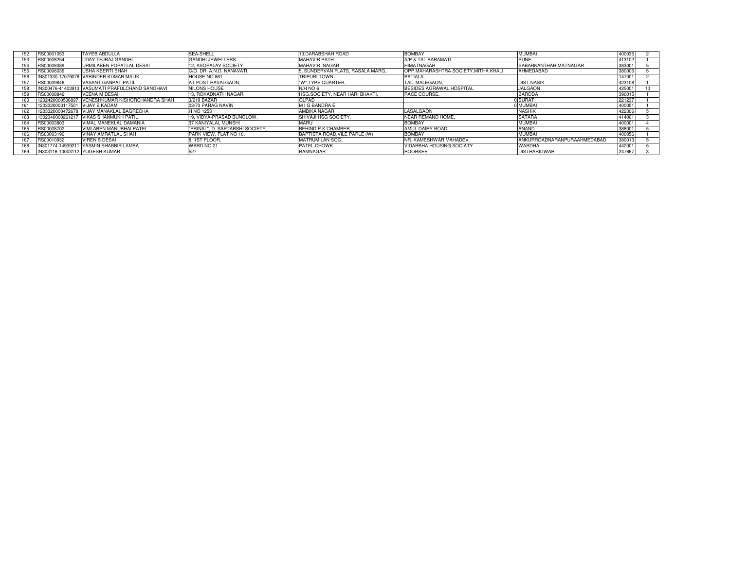| | | | | | | | | |
|---|---|---|---|---|---|---|---|---|
| 152 | RS00001053 | TAYEB ABDULLA | SEA-SHELL | 13,DARABSHAH ROAD | BOMBAY | MUMBAI | 400036 | 2 |
| 153 | RS00008254 | UDAY TEJRAJ GANDHI | GANDHI JEWELLERS | MAHAVIR PATH | A/P & TAL BARAMATI | PUNE | 413102 | 1 |
| 154 | RS00008089 | URMILABEN POPATLAL DESAI | 12, ASOPALAV SOCIETY | MAHAVIR NAGAR | HIMATNAGAR | SABARKANTHAHIMATNAGAR | 383001 | 5 |
| 155 | RS00006039 | USHA KEERTI SHAH | C/O. DR. A.N.D. NANAVATI, | 5, SUNDERVAN FLATS, RASALA MARG, | OPP.MAHARASHTRA SOCIETY,MITHA KHALI | AHMEDABAD | 380006 | 5 |
| 156 | IN301330-17079078 | VARINDER KUMAR MALIK | HOUSE NO 861 | TRIPURI TOWN | PATIALA, | . | 147001 | 2 |
| 157 | RS00009846 | VASANT GANPAT PATIL | AT POST RAVALGAON, | "W" TYPE QUARTER, | TAL. MALEGAON, | DIST.NASIK | 423108 | 1 |
| 158 | IN300476-41403913 | VASUMATI PRAFULCHAND SANGHAVI | NILONS HOUSE | N/H NO 6 | BESIDES AGRAWAL HOSPITAL | JALGAON | 425001 | 10 |
| 159 | RS00008846 | VEENA M DESAI | 13, ROKADNATH NAGAR, | HSG.SOCIETY, NEAR HARI BHAKTI, | RACE COURSE, | BARODA | 390015 | 1 |
| 160 | 1202420000536897 | VENESHKUMAR KISHORCHANDRA SHAH | 3/219 BAZAR | OLPAD | 0 | SURAT | 221237 | 1 |
| 161 | 1203320003117501 | VIJAY B KADAM | 03/73 PARAG NAVIN | M I G BANDRA E | 0 | MUMBAI | 400051 | 1 |
| 162 | 1203320000472678 | VIJAY MANAKLAL BAGRECHA | H NO 1253 | AMBIKA NAGAR | LASALGAON | NASHIK | 422306 | 5 |
| 163 | 1302340000261217 | VIKAS SHANMUKH PATIL | 19, VIDYA-PRASAD BUNGLOW, | SHIVAJI HSG SOCIETY, | NEAR REMAND HOME, | SATARA | 414001 | 3 |
| 164 | RS00003803 | VIMAL MANEKLAL DAMANIA | 37 KANIYALAL MUNSHI | MARU | BOMBAY | MUMBAI | 400001 | 4 |
| 165 | RS00008702 | VIMLABEN MANUBHAI PATEL | "PRINAL", D. SAPTARSHI SOCIETY, | BEHIND P K CHAMBER, | AMUL DAIRY ROAD, | ANAND | 388001 | 5 |
| 166 | RS00003190 | VINAY AMRATLAL SHAH | PARK VIEW, FLAT NO 10, | BAPTISTA ROAD,VILE PARLE (W) | BOMBAY | MUMBAI | 400056 | 1 |
| 167 | RS00010932 | VIREN S DESAI | 8, 1ST FLOOR, | MATRUMILAN SOC., | NR. KAMESHWAR MAHADEV, | ANKURROADNARANPURAAHMEDABAD | 380013 | 5 |
| 168 | IN301774-14939211 | YASMIN SHABBIR LAMBA | WARD NO 21 | PATEL CHOWK | VIDARBHA HOUSING SOCIATY | WARDHA | 442001 | 5 |
| 169 | IN303116-10003112 | YOGESH KUMAR | 527 | RAMNAGAR | ROORKEE | DISTHARIDWAR | 247667 | 3 |